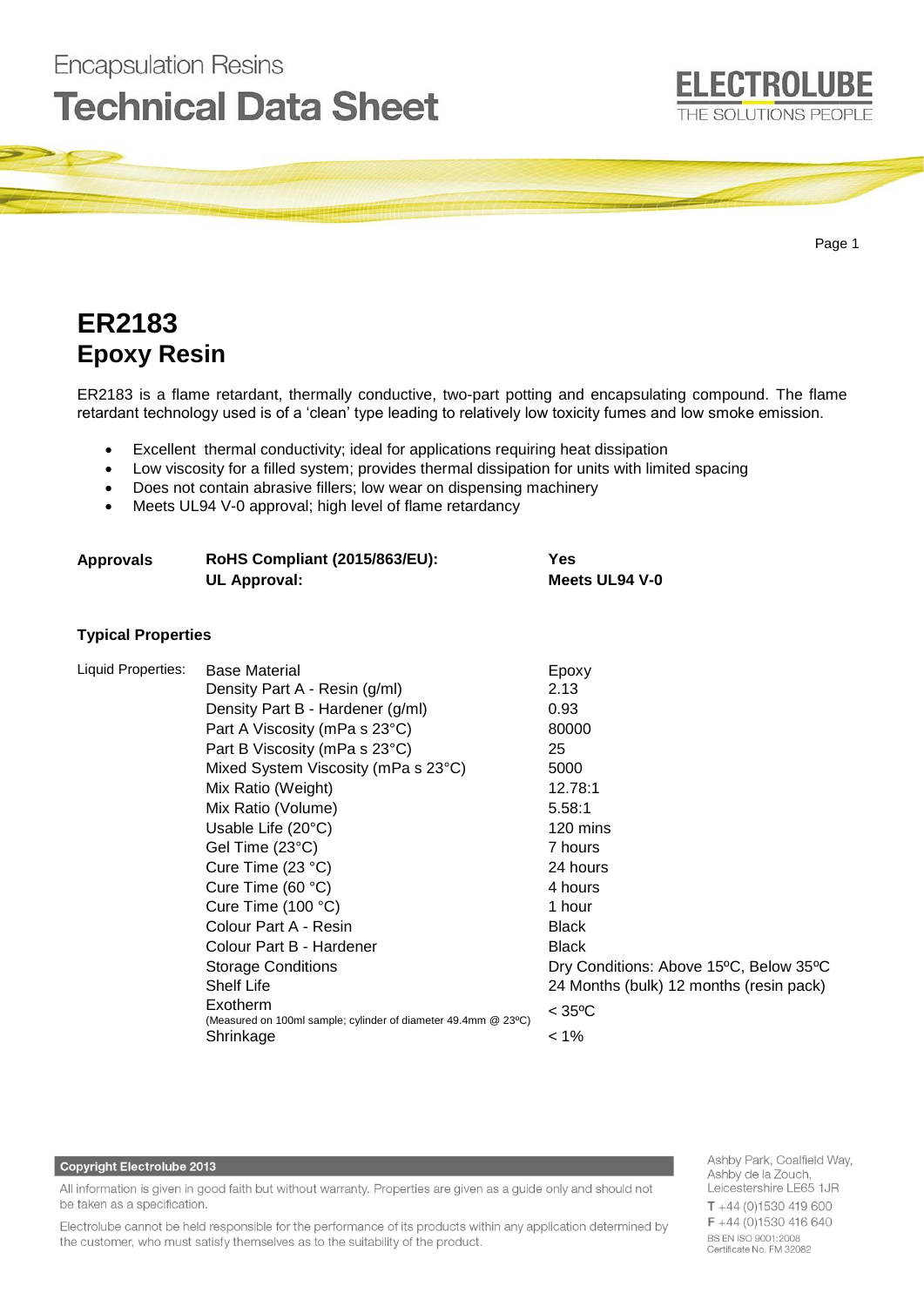Encapsulation Resins

# Technical Data Sheet

ELECTROLUBE
THE SOLUTIONS PEOPLE

## ER2183
## Epoxy Resin

ER2183 is a flame retardant, thermally conductive, two-part potting and encapsulating compound. The flame retardant technology used is of a 'clean' type leading to relatively low toxicity fumes and low smoke emission.

- Excellent thermal conductivity; ideal for applications requiring heat dissipation
- Low viscosity for a filled system; provides thermal dissipation for units with limited spacing
- Does not contain abrasive fillers; low wear on dispensing machinery
- Meets UL94 V-0 approval; high level of flame retardancy

| | | |
|---|---|---|
| **Approvals** | **RoHS Compliant (2015/863/EU):** | **Yes** |
| | **UL Approval:** | **Meets UL94 V-0** |

### Typical Properties

| | | |
|---|---|---|
| Liquid Properties: | Base Material | Epoxy |
| | Density Part A - Resin (g/ml) | 2.13 |
| | Density Part B - Hardener (g/ml) | 0.93 |
| | Part A Viscosity (mPa s 23°C) | 80000 |
| | Part B Viscosity (mPa s 23°C) | 25 |
| | Mixed System Viscosity (mPa s 23°C) | 5000 |
| | Mix Ratio (Weight) | 12.78:1 |
| | Mix Ratio (Volume) | 5.58:1 |
| | Usable Life (20°C) | 120 mins |
| | Gel Time (23°C) | 7 hours |
| | Cure Time (23 °C) | 24 hours |
| | Cure Time (60 °C) | 4 hours |
| | Cure Time (100 °C) | 1 hour |
| | Colour Part A - Resin | Black |
| | Colour Part B - Hardener | Black |
| | Storage Conditions | Dry Conditions: Above 15ºC, Below 35ºC |
| | Shelf Life | 24 Months (bulk) 12 months (resin pack) |
| | Exotherm (Measured on 100ml sample; cylinder of diameter 49.4mm @ 23ºC) | < 35ºC |
| | Shrinkage | < 1% |

**Copyright Electrolube 2013**

All information is given in good faith but without warranty. Properties are given as a guide only and should not be taken as a specification.

Electrolube cannot be held responsible for the performance of its products within any application determined by the customer, who must satisfy themselves as to the suitability of the product.

Ashby Park, Coalfield Way,
Ashby de la Zouch,
Leicestershire LE65 1JR
T +44 (0)1530 419 600
F +44 (0)1530 416 640
BS EN ISO 9001:2008
Certificate No. FM 32082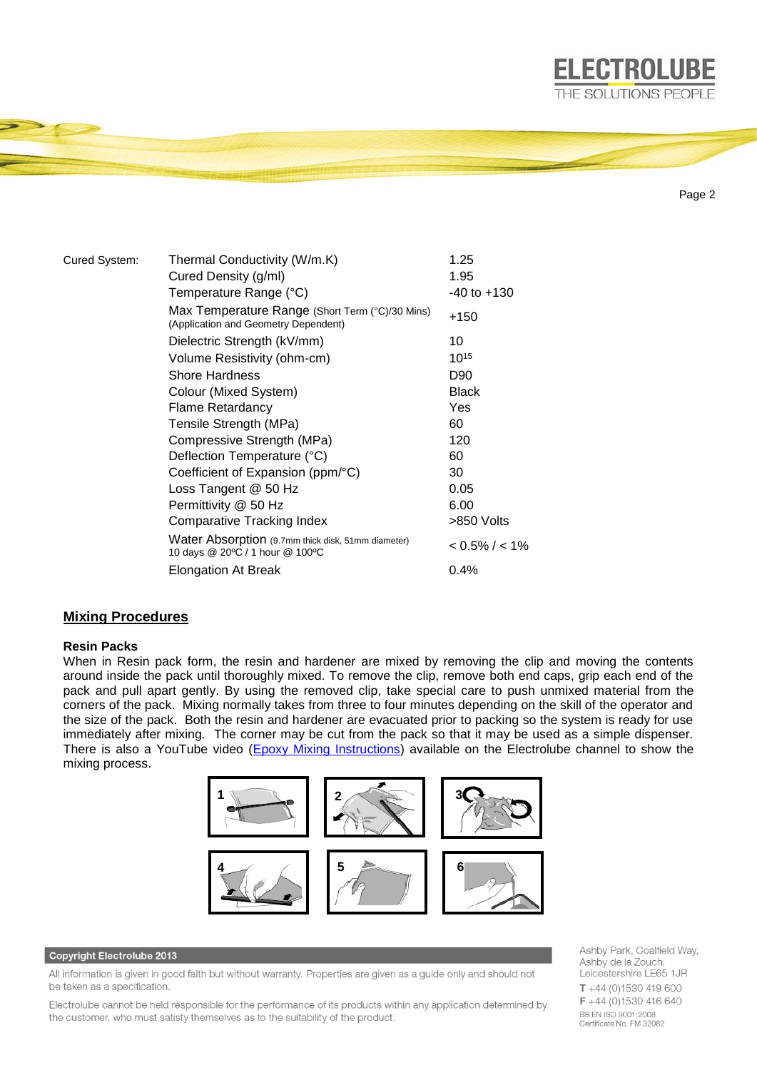| Cured System: | Property | Value |
|---|---|---|
| | Thermal Conductivity (W/m.K) | 1.25 |
| | Cured Density (g/ml) | 1.95 |
| | Temperature Range (°C) | -40 to +130 |
| | Max Temperature Range (Short Term (°C)/30 Mins) (Application and Geometry Dependent) | +150 |
| | Dielectric Strength (kV/mm) | 10 |
| | Volume Resistivity (ohm-cm) | $10^{15}$ |
| | Shore Hardness | D90 |
| | Colour (Mixed System) | Black |
| | Flame Retardancy | Yes |
| | Tensile Strength (MPa) | 60 |
| | Compressive Strength (MPa) | 120 |
| | Deflection Temperature (°C) | 60 |
| | Coefficient of Expansion (ppm/°C) | 30 |
| | Loss Tangent @ 50 Hz | 0.05 |
| | Permittivity @ 50 Hz | 6.00 |
| | Comparative Tracking Index | >850 Volts |
| | Water Absorption (9.7mm thick disk, 51mm diameter) 10 days @ 20ºC / 1 hour @ 100ºC | < 0.5% / < 1% |
| | Elongation At Break | 0.4% |

## Mixing Procedures

### Resin Packs

When in Resin pack form, the resin and hardener are mixed by removing the clip and moving the contents around inside the pack until thoroughly mixed. To remove the clip, remove both end caps, grip each end of the pack and pull apart gently. By using the removed clip, take special care to push unmixed material from the corners of the pack. Mixing normally takes from three to four minutes depending on the skill of the operator and the size of the pack. Both the resin and hardener are evacuated prior to packing so the system is ready for use immediately after mixing. The corner may be cut from the pack so that it may be used as a simple dispenser. There is also a YouTube video (Epoxy Mixing Instructions) available on the Electrolube channel to show the mixing process.

1 2 3 4 5 6

**Copyright Electrolube 2013**

All information is given in good faith but without warranty. Properties are given as a guide only and should not be taken as a specification.

Electrolube cannot be held responsible for the performance of its products within any application determined by the customer, who must satisfy themselves as to the suitability of the product.

Ashby Park, Coalfield Way,
Ashby de la Zouch,
Leicestershire LE65 1JR
T +44 (0)1530 419 600
F +44 (0)1530 416 640
BS EN ISO 9001:2008
Certificate No. FM 32082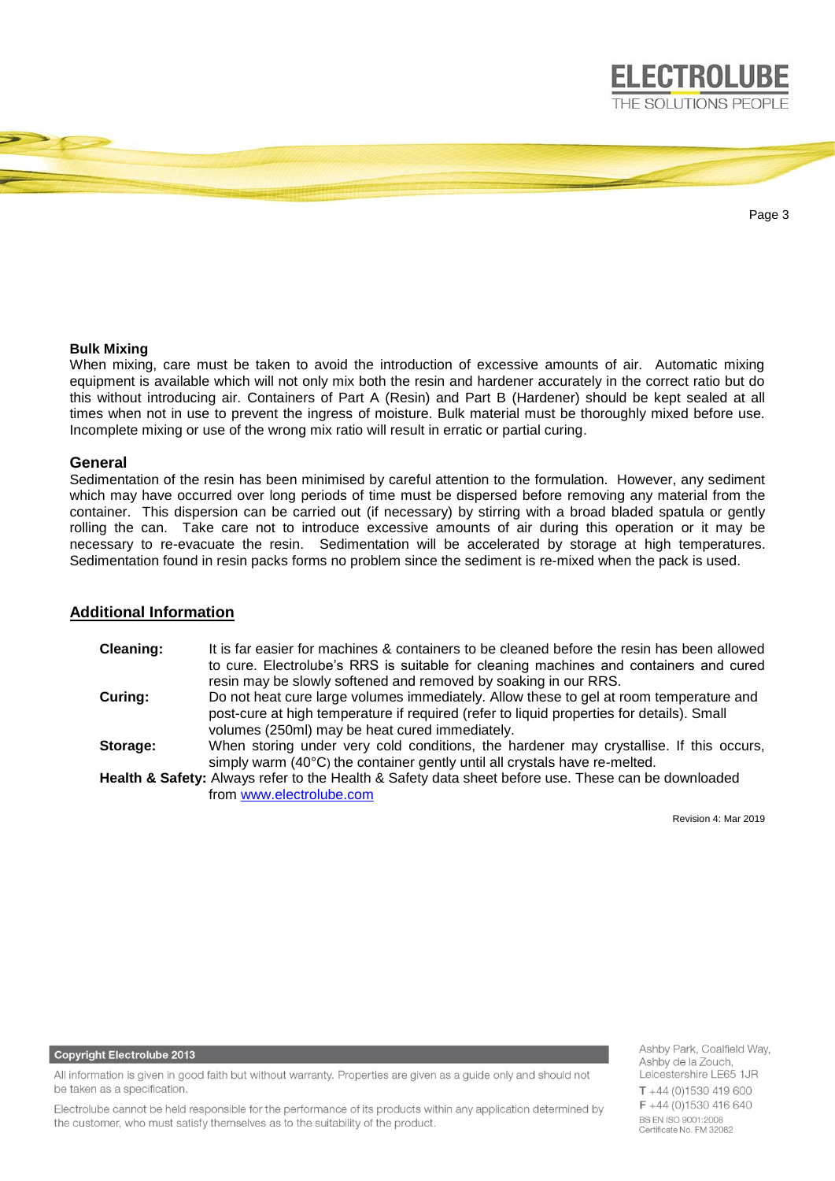### Bulk Mixing

When mixing, care must be taken to avoid the introduction of excessive amounts of air. Automatic mixing equipment is available which will not only mix both the resin and hardener accurately in the correct ratio but do this without introducing air. Containers of Part A (Resin) and Part B (Hardener) should be kept sealed at all times when not in use to prevent the ingress of moisture. Bulk material must be thoroughly mixed before use. Incomplete mixing or use of the wrong mix ratio will result in erratic or partial curing.

## General

Sedimentation of the resin has been minimised by careful attention to the formulation. However, any sediment which may have occurred over long periods of time must be dispersed before removing any material from the container. This dispersion can be carried out (if necessary) by stirring with a broad bladed spatula or gently rolling the can. Take care not to introduce excessive amounts of air during this operation or it may be necessary to re-evacuate the resin. Sedimentation will be accelerated by storage at high temperatures. Sedimentation found in resin packs forms no problem since the sediment is re-mixed when the pack is used.

## Additional Information

**Cleaning:** It is far easier for machines & containers to be cleaned before the resin has been allowed to cure. Electrolube's RRS is suitable for cleaning machines and containers and cured resin may be slowly softened and removed by soaking in our RRS.

**Curing:** Do not heat cure large volumes immediately. Allow these to gel at room temperature and post-cure at high temperature if required (refer to liquid properties for details). Small volumes (250ml) may be heat cured immediately.

**Storage:** When storing under very cold conditions, the hardener may crystallise. If this occurs, simply warm (40°C) the container gently until all crystals have re-melted.

**Health & Safety:** Always refer to the Health & Safety data sheet before use. These can be downloaded from www.electrolube.com

Revision 4: Mar 2019

**Copyright Electrolube 2013**

All information is given in good faith but without warranty. Properties are given as a guide only and should not be taken as a specification.

Electrolube cannot be held responsible for the performance of its products within any application determined by the customer, who must satisfy themselves as to the suitability of the product.

Ashby Park, Coalfield Way,
Ashby de la Zouch,
Leicestershire LE65 1JR
T +44 (0)1530 419 600
F +44 (0)1530 416 640
BS EN ISO 9001:2008
Certificate No. FM 32082